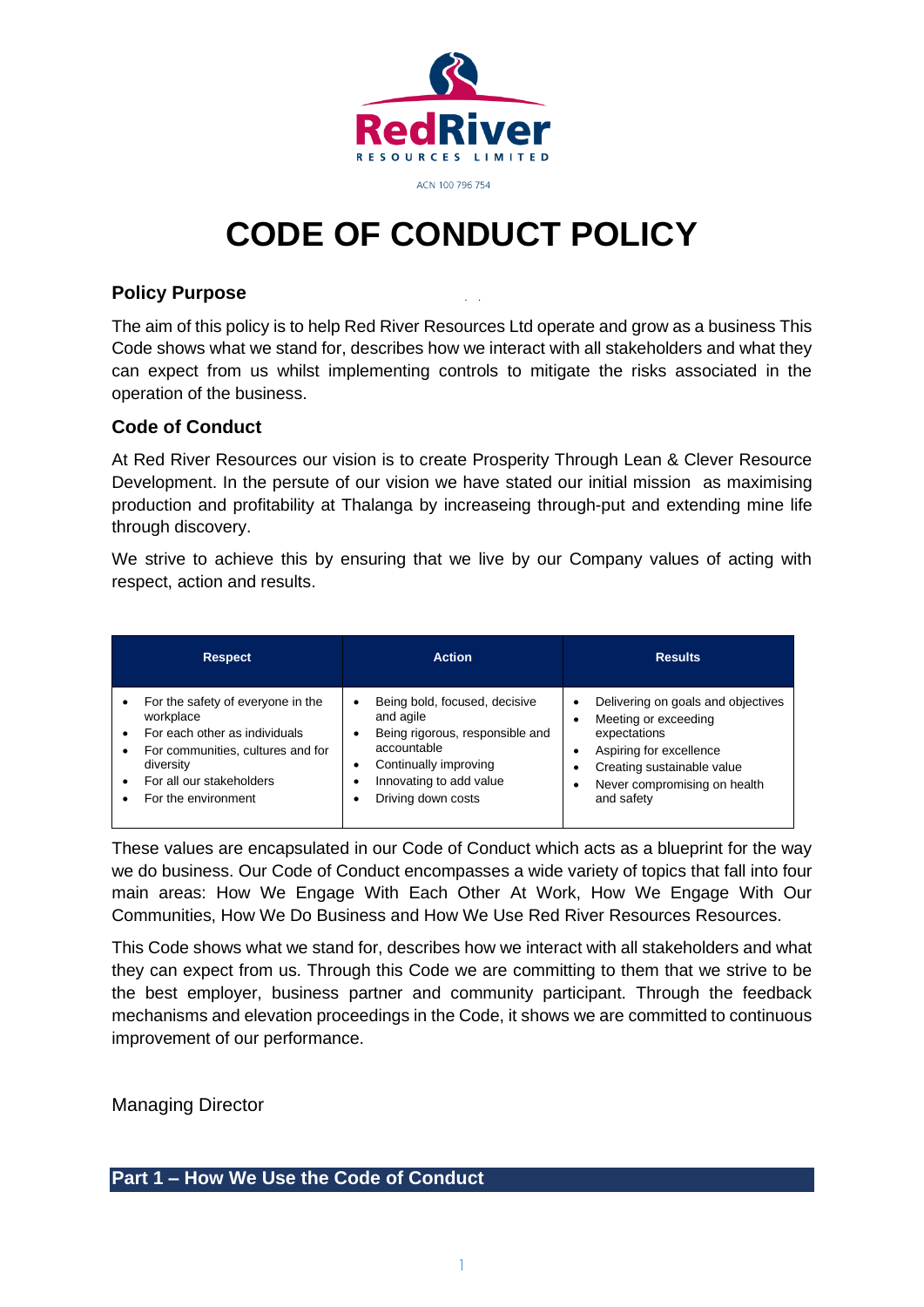RedRiver

RESOURCES LIMITED

ACN 100 796 754

# CODE OF CONDUCT POLICY

### Policy Purpose

The aim of this policy is to help Red River Resources Ltd operate and grow as a business This Code shows what we stand for, describes how we interact with all stakeholders and what they can expect from us whilst implementing controls to mitigate the risks associated in the operation of the business.

### Code of Conduct

At Red River Resources our vision is to create Prosperity Through Lean & Clever Resource Development. In the persute of our vision we have stated our initial mission as maximising production and profitability at Thalanga by increaseing through-put and extending mine life through discovery.

We strive to achieve this by ensuring that we live by our Company values of acting with respect, action and results.

| Respect | Action | Results |
|---|---|---|
| • For the safety of everyone in the workplace<br>• For each other as individuals<br>• For communities, cultures and for diversity<br>• For all our stakeholders<br>• For the environment | • Being bold, focused, decisive and agile<br>• Being rigorous, responsible and accountable<br>• Continually improving<br>• Innovating to add value<br>• Driving down costs | • Delivering on goals and objectives<br>• Meeting or exceeding expectations<br>• Aspiring for excellence<br>• Creating sustainable value<br>• Never compromising on health and safety |

These values are encapsulated in our Code of Conduct which acts as a blueprint for the way we do business. Our Code of Conduct encompasses a wide variety of topics that fall into four main areas: How We Engage With Each Other At Work, How We Engage With Our Communities, How We Do Business and How We Use Red River Resources Resources.

This Code shows what we stand for, describes how we interact with all stakeholders and what they can expect from us. Through this Code we are committing to them that we strive to be the best employer, business partner and community participant. Through the feedback mechanisms and elevation proceedings in the Code, it shows we are committed to continuous improvement of our performance.

Managing Director

## Part 1 – How We Use the Code of Conduct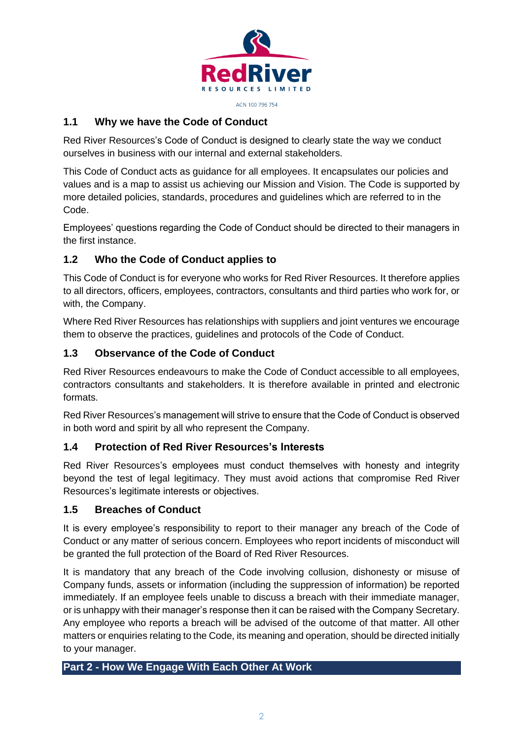RedRiver RESOURCES LIMITED

ACN 100 796 754

### 1.1 Why we have the Code of Conduct

Red River Resources's Code of Conduct is designed to clearly state the way we conduct ourselves in business with our internal and external stakeholders.

This Code of Conduct acts as guidance for all employees. It encapsulates our policies and values and is a map to assist us achieving our Mission and Vision. The Code is supported by more detailed policies, standards, procedures and guidelines which are referred to in the Code.

Employees' questions regarding the Code of Conduct should be directed to their managers in the first instance.

### 1.2 Who the Code of Conduct applies to

This Code of Conduct is for everyone who works for Red River Resources. It therefore applies to all directors, officers, employees, contractors, consultants and third parties who work for, or with, the Company.

Where Red River Resources has relationships with suppliers and joint ventures we encourage them to observe the practices, guidelines and protocols of the Code of Conduct.

### 1.3 Observance of the Code of Conduct

Red River Resources endeavours to make the Code of Conduct accessible to all employees, contractors consultants and stakeholders. It is therefore available in printed and electronic formats.

Red River Resources's management will strive to ensure that the Code of Conduct is observed in both word and spirit by all who represent the Company.

### 1.4 Protection of Red River Resources's Interests

Red River Resources's employees must conduct themselves with honesty and integrity beyond the test of legal legitimacy. They must avoid actions that compromise Red River Resources's legitimate interests or objectives.

### 1.5 Breaches of Conduct

It is every employee's responsibility to report to their manager any breach of the Code of Conduct or any matter of serious concern. Employees who report incidents of misconduct will be granted the full protection of the Board of Red River Resources.

It is mandatory that any breach of the Code involving collusion, dishonesty or misuse of Company funds, assets or information (including the suppression of information) be reported immediately. If an employee feels unable to discuss a breach with their immediate manager, or is unhappy with their manager's response then it can be raised with the Company Secretary. Any employee who reports a breach will be advised of the outcome of that matter. All other matters or enquiries relating to the Code, its meaning and operation, should be directed initially to your manager.

## Part 2 - How We Engage With Each Other At Work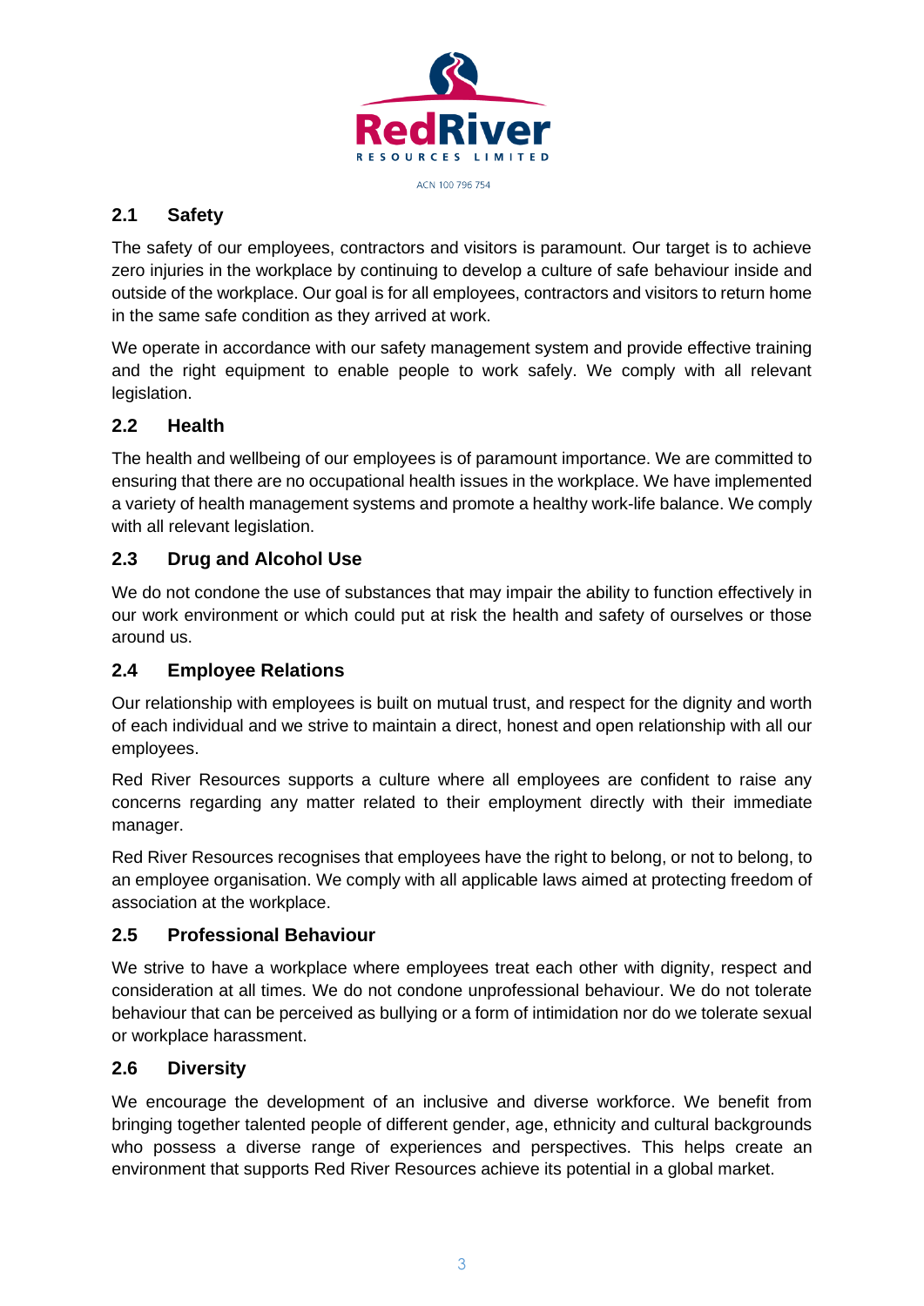## 2.1 Safety

The safety of our employees, contractors and visitors is paramount. Our target is to achieve zero injuries in the workplace by continuing to develop a culture of safe behaviour inside and outside of the workplace. Our goal is for all employees, contractors and visitors to return home in the same safe condition as they arrived at work.

We operate in accordance with our safety management system and provide effective training and the right equipment to enable people to work safely. We comply with all relevant legislation.

## 2.2 Health

The health and wellbeing of our employees is of paramount importance. We are committed to ensuring that there are no occupational health issues in the workplace. We have implemented a variety of health management systems and promote a healthy work-life balance. We comply with all relevant legislation.

## 2.3 Drug and Alcohol Use

We do not condone the use of substances that may impair the ability to function effectively in our work environment or which could put at risk the health and safety of ourselves or those around us.

## 2.4 Employee Relations

Our relationship with employees is built on mutual trust, and respect for the dignity and worth of each individual and we strive to maintain a direct, honest and open relationship with all our employees.

Red River Resources supports a culture where all employees are confident to raise any concerns regarding any matter related to their employment directly with their immediate manager.

Red River Resources recognises that employees have the right to belong, or not to belong, to an employee organisation. We comply with all applicable laws aimed at protecting freedom of association at the workplace.

## 2.5 Professional Behaviour

We strive to have a workplace where employees treat each other with dignity, respect and consideration at all times. We do not condone unprofessional behaviour. We do not tolerate behaviour that can be perceived as bullying or a form of intimidation nor do we tolerate sexual or workplace harassment.

## 2.6 Diversity

We encourage the development of an inclusive and diverse workforce. We benefit from bringing together talented people of different gender, age, ethnicity and cultural backgrounds who possess a diverse range of experiences and perspectives. This helps create an environment that supports Red River Resources achieve its potential in a global market.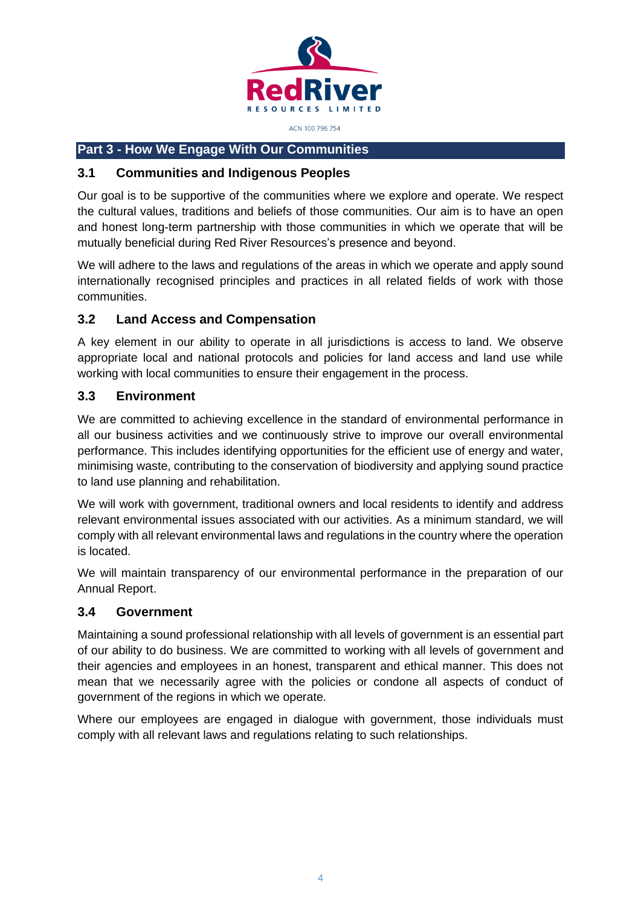## Part 3 - How We Engage With Our Communities

### 3.1 Communities and Indigenous Peoples

Our goal is to be supportive of the communities where we explore and operate. We respect the cultural values, traditions and beliefs of those communities. Our aim is to have an open and honest long-term partnership with those communities in which we operate that will be mutually beneficial during Red River Resources's presence and beyond.

We will adhere to the laws and regulations of the areas in which we operate and apply sound internationally recognised principles and practices in all related fields of work with those communities.

### 3.2 Land Access and Compensation

A key element in our ability to operate in all jurisdictions is access to land. We observe appropriate local and national protocols and policies for land access and land use while working with local communities to ensure their engagement in the process.

### 3.3 Environment

We are committed to achieving excellence in the standard of environmental performance in all our business activities and we continuously strive to improve our overall environmental performance. This includes identifying opportunities for the efficient use of energy and water, minimising waste, contributing to the conservation of biodiversity and applying sound practice to land use planning and rehabilitation.

We will work with government, traditional owners and local residents to identify and address relevant environmental issues associated with our activities. As a minimum standard, we will comply with all relevant environmental laws and regulations in the country where the operation is located.

We will maintain transparency of our environmental performance in the preparation of our Annual Report.

### 3.4 Government

Maintaining a sound professional relationship with all levels of government is an essential part of our ability to do business. We are committed to working with all levels of government and their agencies and employees in an honest, transparent and ethical manner. This does not mean that we necessarily agree with the policies or condone all aspects of conduct of government of the regions in which we operate.

Where our employees are engaged in dialogue with government, those individuals must comply with all relevant laws and regulations relating to such relationships.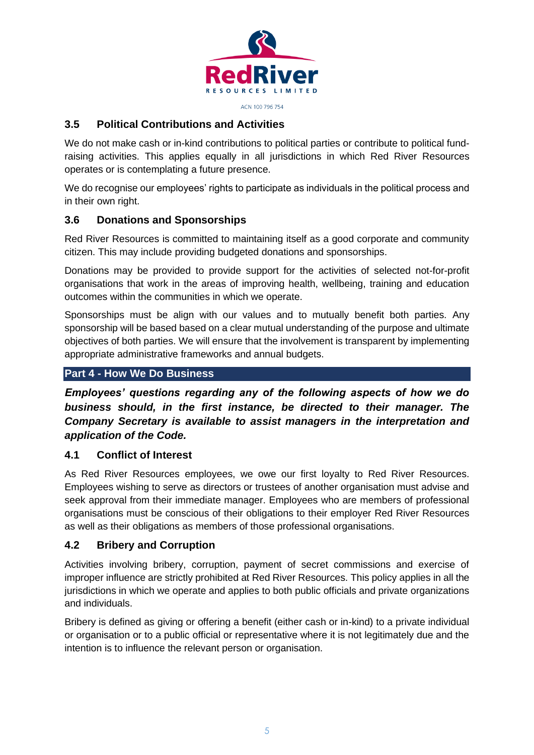### 3.5 Political Contributions and Activities

We do not make cash or in-kind contributions to political parties or contribute to political fund-raising activities. This applies equally in all jurisdictions in which Red River Resources operates or is contemplating a future presence.

We do recognise our employees' rights to participate as individuals in the political process and in their own right.

### 3.6 Donations and Sponsorships

Red River Resources is committed to maintaining itself as a good corporate and community citizen. This may include providing budgeted donations and sponsorships.

Donations may be provided to provide support for the activities of selected not-for-profit organisations that work in the areas of improving health, wellbeing, training and education outcomes within the communities in which we operate.

Sponsorships must be align with our values and to mutually benefit both parties. Any sponsorship will be based based on a clear mutual understanding of the purpose and ultimate objectives of both parties. We will ensure that the involvement is transparent by implementing appropriate administrative frameworks and annual budgets.

## Part 4 - How We Do Business

***Employees' questions regarding any of the following aspects of how we do business should, in the first instance, be directed to their manager. The Company Secretary is available to assist managers in the interpretation and application of the Code.***

### 4.1 Conflict of Interest

As Red River Resources employees, we owe our first loyalty to Red River Resources. Employees wishing to serve as directors or trustees of another organisation must advise and seek approval from their immediate manager. Employees who are members of professional organisations must be conscious of their obligations to their employer Red River Resources as well as their obligations as members of those professional organisations.

### 4.2 Bribery and Corruption

Activities involving bribery, corruption, payment of secret commissions and exercise of improper influence are strictly prohibited at Red River Resources. This policy applies in all the jurisdictions in which we operate and applies to both public officials and private organizations and individuals.

Bribery is defined as giving or offering a benefit (either cash or in-kind) to a private individual or organisation or to a public official or representative where it is not legitimately due and the intention is to influence the relevant person or organisation.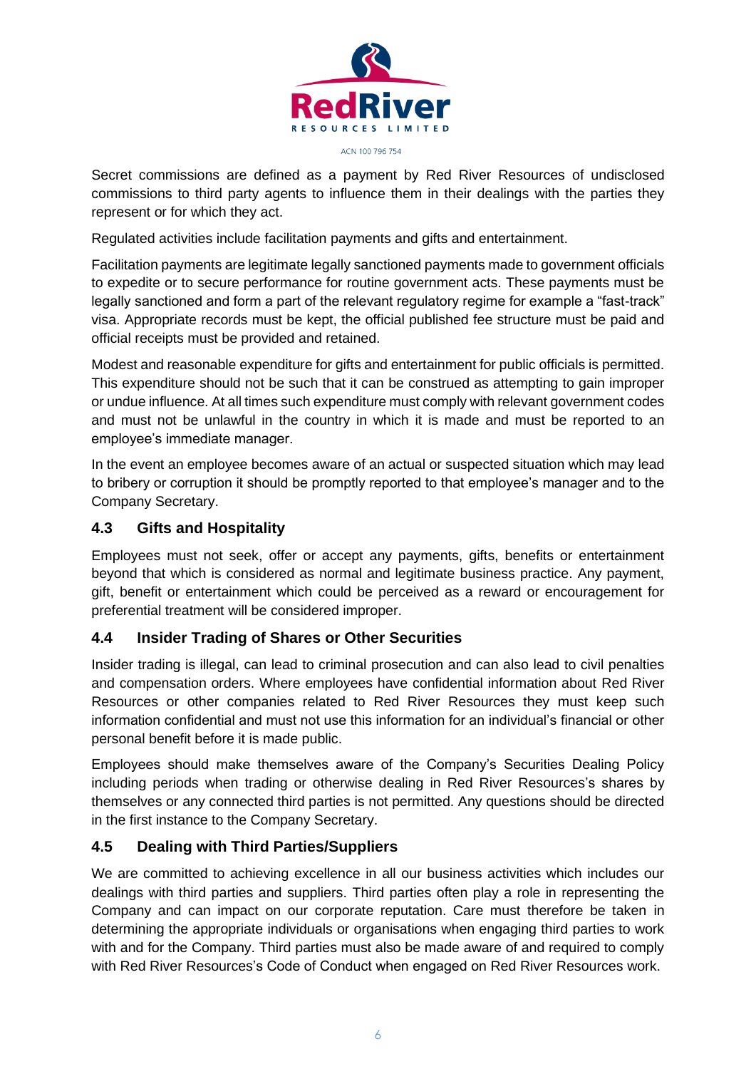Secret commissions are defined as a payment by Red River Resources of undisclosed commissions to third party agents to influence them in their dealings with the parties they represent or for which they act.

Regulated activities include facilitation payments and gifts and entertainment.

Facilitation payments are legitimate legally sanctioned payments made to government officials to expedite or to secure performance for routine government acts. These payments must be legally sanctioned and form a part of the relevant regulatory regime for example a "fast-track" visa. Appropriate records must be kept, the official published fee structure must be paid and official receipts must be provided and retained.

Modest and reasonable expenditure for gifts and entertainment for public officials is permitted. This expenditure should not be such that it can be construed as attempting to gain improper or undue influence. At all times such expenditure must comply with relevant government codes and must not be unlawful in the country in which it is made and must be reported to an employee's immediate manager.

In the event an employee becomes aware of an actual or suspected situation which may lead to bribery or corruption it should be promptly reported to that employee's manager and to the Company Secretary.

## 4.3 Gifts and Hospitality

Employees must not seek, offer or accept any payments, gifts, benefits or entertainment beyond that which is considered as normal and legitimate business practice. Any payment, gift, benefit or entertainment which could be perceived as a reward or encouragement for preferential treatment will be considered improper.

## 4.4 Insider Trading of Shares or Other Securities

Insider trading is illegal, can lead to criminal prosecution and can also lead to civil penalties and compensation orders. Where employees have confidential information about Red River Resources or other companies related to Red River Resources they must keep such information confidential and must not use this information for an individual's financial or other personal benefit before it is made public.

Employees should make themselves aware of the Company's Securities Dealing Policy including periods when trading or otherwise dealing in Red River Resources's shares by themselves or any connected third parties is not permitted. Any questions should be directed in the first instance to the Company Secretary.

## 4.5 Dealing with Third Parties/Suppliers

We are committed to achieving excellence in all our business activities which includes our dealings with third parties and suppliers. Third parties often play a role in representing the Company and can impact on our corporate reputation. Care must therefore be taken in determining the appropriate individuals or organisations when engaging third parties to work with and for the Company. Third parties must also be made aware of and required to comply with Red River Resources's Code of Conduct when engaged on Red River Resources work.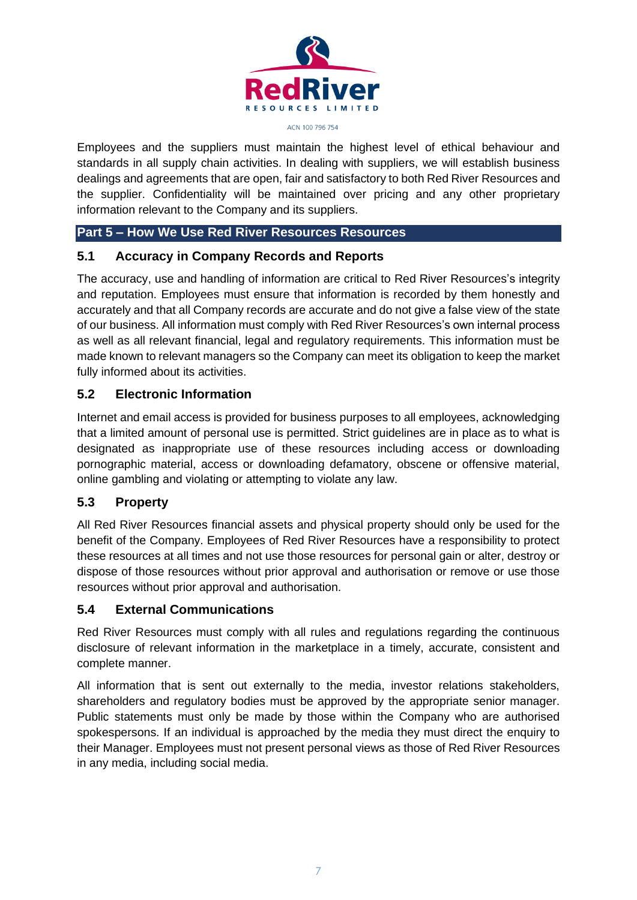Employees and the suppliers must maintain the highest level of ethical behaviour and standards in all supply chain activities. In dealing with suppliers, we will establish business dealings and agreements that are open, fair and satisfactory to both Red River Resources and the supplier. Confidentiality will be maintained over pricing and any other proprietary information relevant to the Company and its suppliers.

## Part 5 – How We Use Red River Resources Resources

### 5.1 Accuracy in Company Records and Reports

The accuracy, use and handling of information are critical to Red River Resources's integrity and reputation. Employees must ensure that information is recorded by them honestly and accurately and that all Company records are accurate and do not give a false view of the state of our business. All information must comply with Red River Resources's own internal process as well as all relevant financial, legal and regulatory requirements. This information must be made known to relevant managers so the Company can meet its obligation to keep the market fully informed about its activities.

### 5.2 Electronic Information

Internet and email access is provided for business purposes to all employees, acknowledging that a limited amount of personal use is permitted. Strict guidelines are in place as to what is designated as inappropriate use of these resources including access or downloading pornographic material, access or downloading defamatory, obscene or offensive material, online gambling and violating or attempting to violate any law.

### 5.3 Property

All Red River Resources financial assets and physical property should only be used for the benefit of the Company. Employees of Red River Resources have a responsibility to protect these resources at all times and not use those resources for personal gain or alter, destroy or dispose of those resources without prior approval and authorisation or remove or use those resources without prior approval and authorisation.

### 5.4 External Communications

Red River Resources must comply with all rules and regulations regarding the continuous disclosure of relevant information in the marketplace in a timely, accurate, consistent and complete manner.

All information that is sent out externally to the media, investor relations stakeholders, shareholders and regulatory bodies must be approved by the appropriate senior manager. Public statements must only be made by those within the Company who are authorised spokespersons. If an individual is approached by the media they must direct the enquiry to their Manager. Employees must not present personal views as those of Red River Resources in any media, including social media.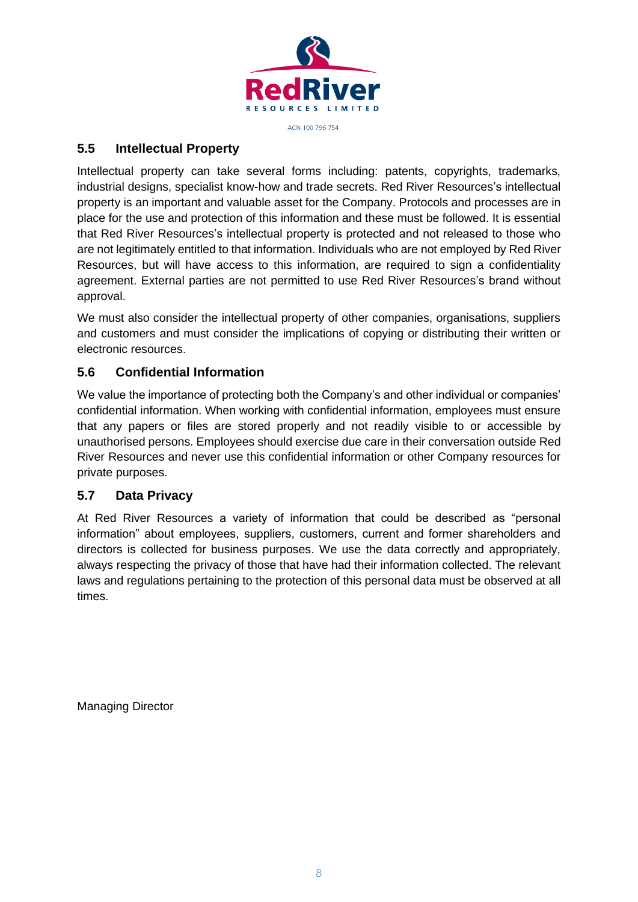## 5.5 Intellectual Property

Intellectual property can take several forms including: patents, copyrights, trademarks, industrial designs, specialist know-how and trade secrets. Red River Resources's intellectual property is an important and valuable asset for the Company. Protocols and processes are in place for the use and protection of this information and these must be followed. It is essential that Red River Resources's intellectual property is protected and not released to those who are not legitimately entitled to that information. Individuals who are not employed by Red River Resources, but will have access to this information, are required to sign a confidentiality agreement. External parties are not permitted to use Red River Resources's brand without approval.

We must also consider the intellectual property of other companies, organisations, suppliers and customers and must consider the implications of copying or distributing their written or electronic resources.

## 5.6 Confidential Information

We value the importance of protecting both the Company's and other individual or companies' confidential information. When working with confidential information, employees must ensure that any papers or files are stored properly and not readily visible to or accessible by unauthorised persons. Employees should exercise due care in their conversation outside Red River Resources and never use this confidential information or other Company resources for private purposes.

## 5.7 Data Privacy

At Red River Resources a variety of information that could be described as "personal information" about employees, suppliers, customers, current and former shareholders and directors is collected for business purposes. We use the data correctly and appropriately, always respecting the privacy of those that have had their information collected. The relevant laws and regulations pertaining to the protection of this personal data must be observed at all times.

Managing Director